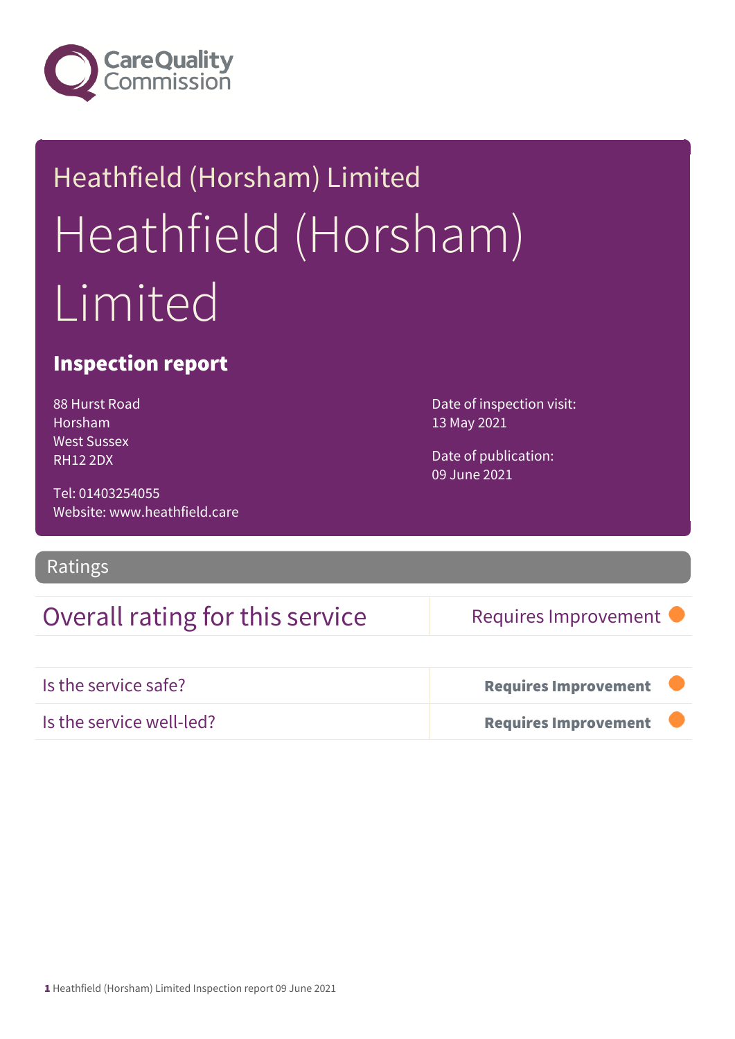Heathfield (Horsham) Limited

# Heathfield (Horsham) Limited

## Inspection report

88 Hurst Road
Horsham
West Sussex
RH12 2DX

Tel: 01403254055
Website: www.heathfield.care

Date of inspection visit:
13 May 2021

Date of publication:
09 June 2021

## Ratings

| Overall rating for this service | Requires Improvement |
|---|---|

| Is the service safe? | **Requires Improvement** |
|---|---|
| Is the service well-led? | **Requires Improvement** |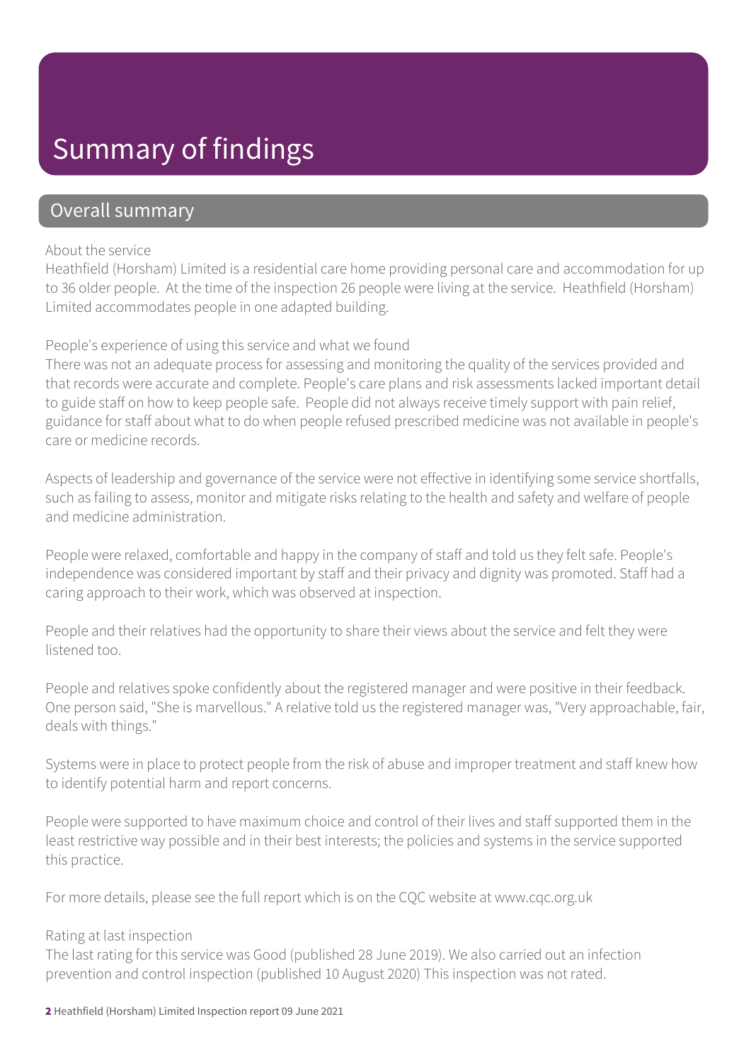# Summary of findings

## Overall summary

About the service

Heathfield (Horsham) Limited is a residential care home providing personal care and accommodation for up to 36 older people. At the time of the inspection 26 people were living at the service. Heathfield (Horsham) Limited accommodates people in one adapted building.

People's experience of using this service and what we found

There was not an adequate process for assessing and monitoring the quality of the services provided and that records were accurate and complete. People's care plans and risk assessments lacked important detail to guide staff on how to keep people safe. People did not always receive timely support with pain relief, guidance for staff about what to do when people refused prescribed medicine was not available in people's care or medicine records.

Aspects of leadership and governance of the service were not effective in identifying some service shortfalls, such as failing to assess, monitor and mitigate risks relating to the health and safety and welfare of people and medicine administration.

People were relaxed, comfortable and happy in the company of staff and told us they felt safe. People's independence was considered important by staff and their privacy and dignity was promoted. Staff had a caring approach to their work, which was observed at inspection.

People and their relatives had the opportunity to share their views about the service and felt they were listened too.

People and relatives spoke confidently about the registered manager and were positive in their feedback. One person said, "She is marvellous." A relative told us the registered manager was, "Very approachable, fair, deals with things."

Systems were in place to protect people from the risk of abuse and improper treatment and staff knew how to identify potential harm and report concerns.

People were supported to have maximum choice and control of their lives and staff supported them in the least restrictive way possible and in their best interests; the policies and systems in the service supported this practice.

For more details, please see the full report which is on the CQC website at www.cqc.org.uk

Rating at last inspection

The last rating for this service was Good (published 28 June 2019). We also carried out an infection prevention and control inspection (published 10 August 2020) This inspection was not rated.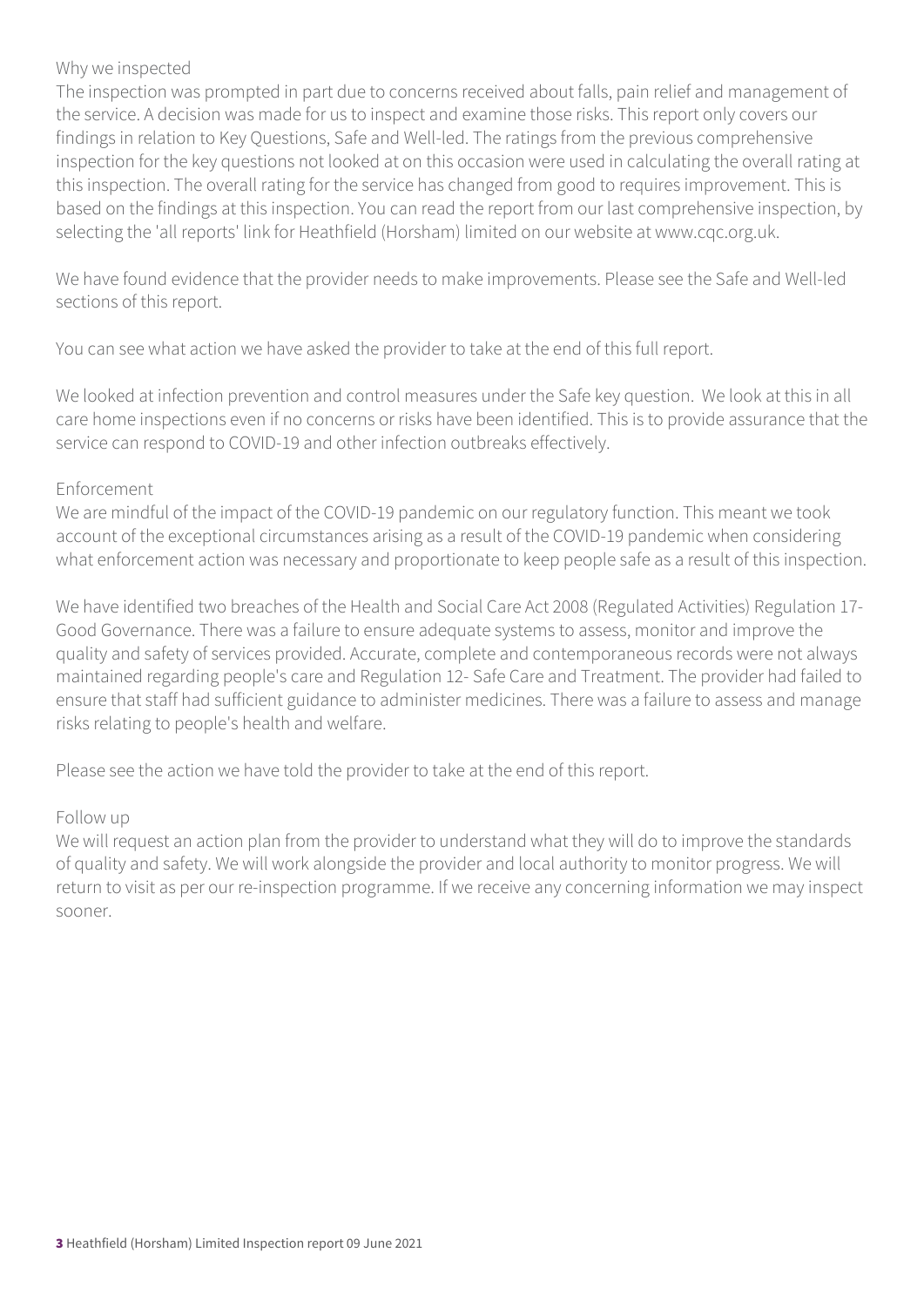### Why we inspected

The inspection was prompted in part due to concerns received about falls, pain relief and management of the service. A decision was made for us to inspect and examine those risks. This report only covers our findings in relation to Key Questions, Safe and Well-led. The ratings from the previous comprehensive inspection for the key questions not looked at on this occasion were used in calculating the overall rating at this inspection. The overall rating for the service has changed from good to requires improvement. This is based on the findings at this inspection. You can read the report from our last comprehensive inspection, by selecting the 'all reports' link for Heathfield (Horsham) limited on our website at www.cqc.org.uk.

We have found evidence that the provider needs to make improvements. Please see the Safe and Well-led sections of this report.

You can see what action we have asked the provider to take at the end of this full report.

We looked at infection prevention and control measures under the Safe key question. We look at this in all care home inspections even if no concerns or risks have been identified. This is to provide assurance that the service can respond to COVID-19 and other infection outbreaks effectively.

### Enforcement

We are mindful of the impact of the COVID-19 pandemic on our regulatory function. This meant we took account of the exceptional circumstances arising as a result of the COVID-19 pandemic when considering what enforcement action was necessary and proportionate to keep people safe as a result of this inspection.

We have identified two breaches of the Health and Social Care Act 2008 (Regulated Activities) Regulation 17- Good Governance. There was a failure to ensure adequate systems to assess, monitor and improve the quality and safety of services provided. Accurate, complete and contemporaneous records were not always maintained regarding people's care and Regulation 12- Safe Care and Treatment. The provider had failed to ensure that staff had sufficient guidance to administer medicines. There was a failure to assess and manage risks relating to people's health and welfare.

Please see the action we have told the provider to take at the end of this report.

### Follow up

We will request an action plan from the provider to understand what they will do to improve the standards of quality and safety. We will work alongside the provider and local authority to monitor progress. We will return to visit as per our re-inspection programme. If we receive any concerning information we may inspect sooner.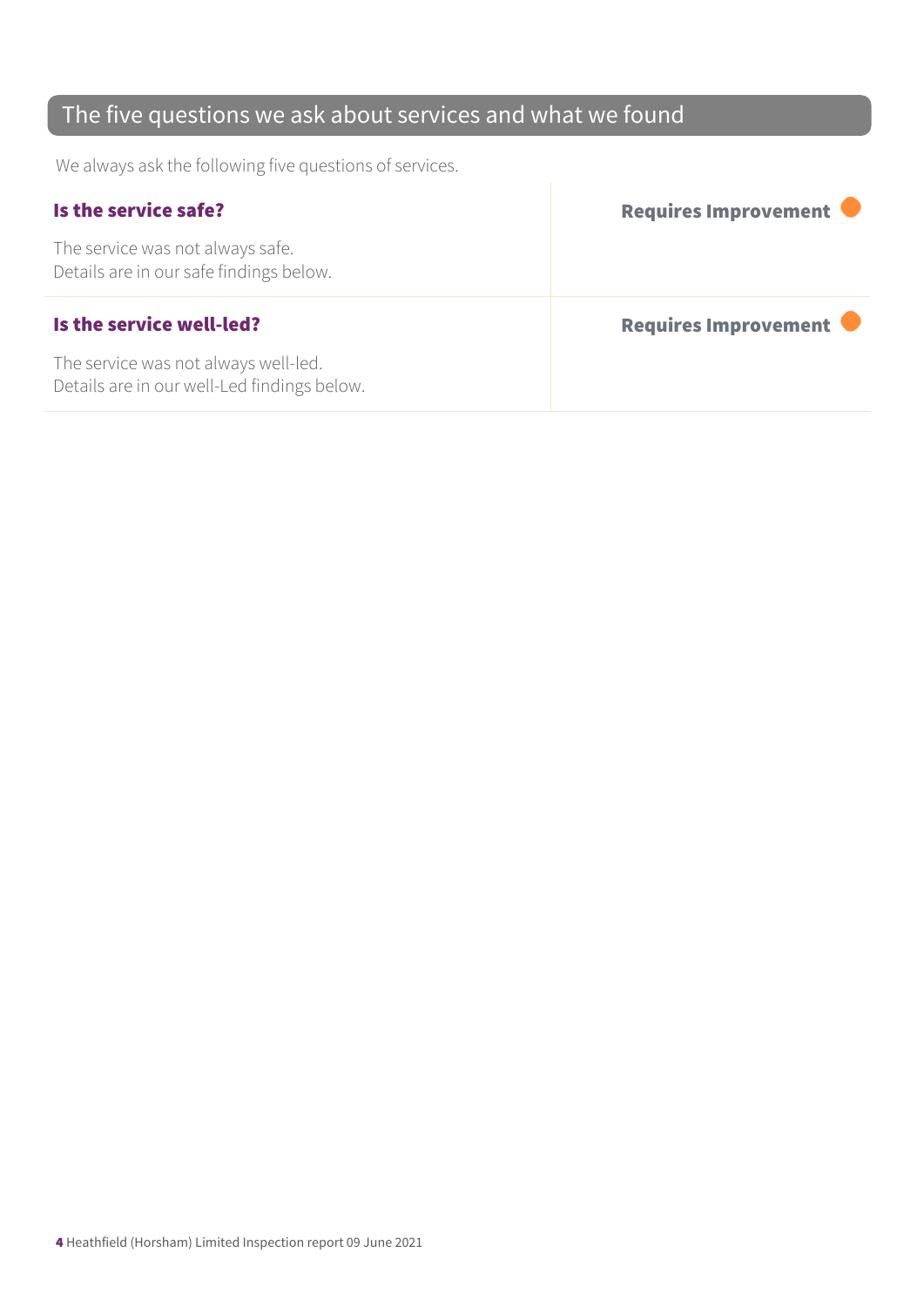## The five questions we ask about services and what we found

We always ask the following five questions of services.

| | |
|---|---|
| **Is the service safe?**<br><br>The service was not always safe.<br>Details are in our safe findings below. | **Requires Improvement** |
| **Is the service well-led?**<br><br>The service was not always well-led.<br>Details are in our well-Led findings below. | **Requires Improvement** |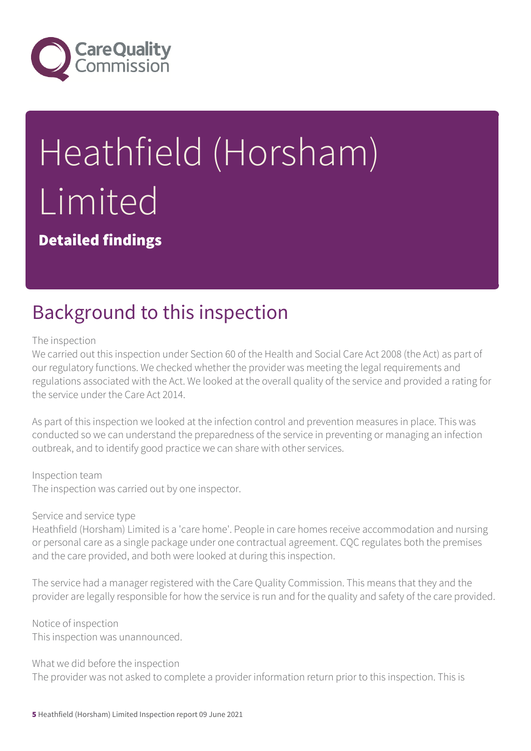# Heathfield (Horsham) Limited

**Detailed findings**

## Background to this inspection

The inspection

We carried out this inspection under Section 60 of the Health and Social Care Act 2008 (the Act) as part of our regulatory functions. We checked whether the provider was meeting the legal requirements and regulations associated with the Act. We looked at the overall quality of the service and provided a rating for the service under the Care Act 2014.

As part of this inspection we looked at the infection control and prevention measures in place. This was conducted so we can understand the preparedness of the service in preventing or managing an infection outbreak, and to identify good practice we can share with other services.

Inspection team

The inspection was carried out by one inspector.

Service and service type

Heathfield (Horsham) Limited is a 'care home'. People in care homes receive accommodation and nursing or personal care as a single package under one contractual agreement. CQC regulates both the premises and the care provided, and both were looked at during this inspection.

The service had a manager registered with the Care Quality Commission. This means that they and the provider are legally responsible for how the service is run and for the quality and safety of the care provided.

Notice of inspection

This inspection was unannounced.

What we did before the inspection

The provider was not asked to complete a provider information return prior to this inspection. This is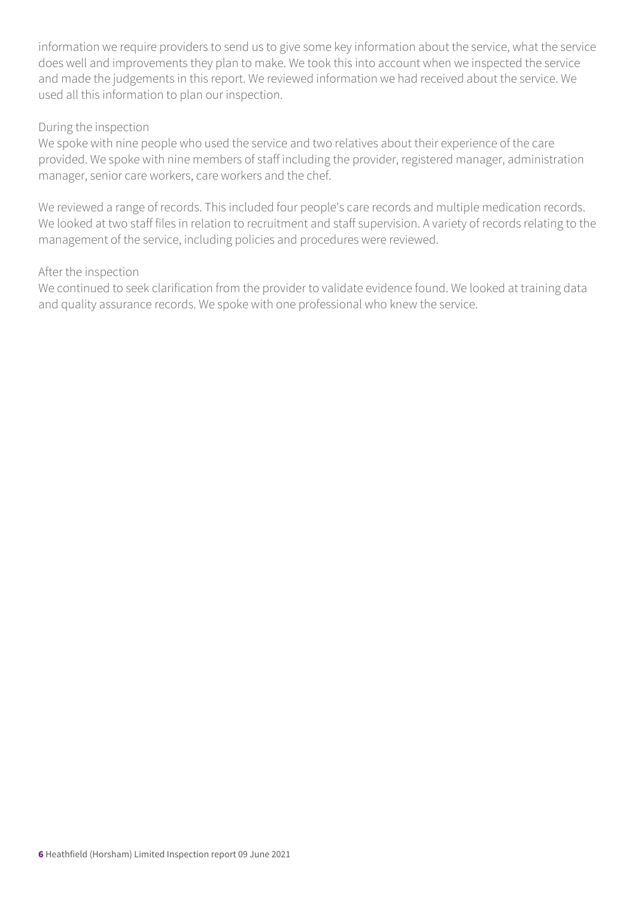information we require providers to send us to give some key information about the service, what the service does well and improvements they plan to make. We took this into account when we inspected the service and made the judgements in this report. We reviewed information we had received about the service. We used all this information to plan our inspection.

During the inspection
We spoke with nine people who used the service and two relatives about their experience of the care provided. We spoke with nine members of staff including the provider, registered manager, administration manager, senior care workers, care workers and the chef.

We reviewed a range of records. This included four people's care records and multiple medication records. We looked at two staff files in relation to recruitment and staff supervision. A variety of records relating to the management of the service, including policies and procedures were reviewed.

After the inspection
We continued to seek clarification from the provider to validate evidence found. We looked at training data and quality assurance records. We spoke with one professional who knew the service.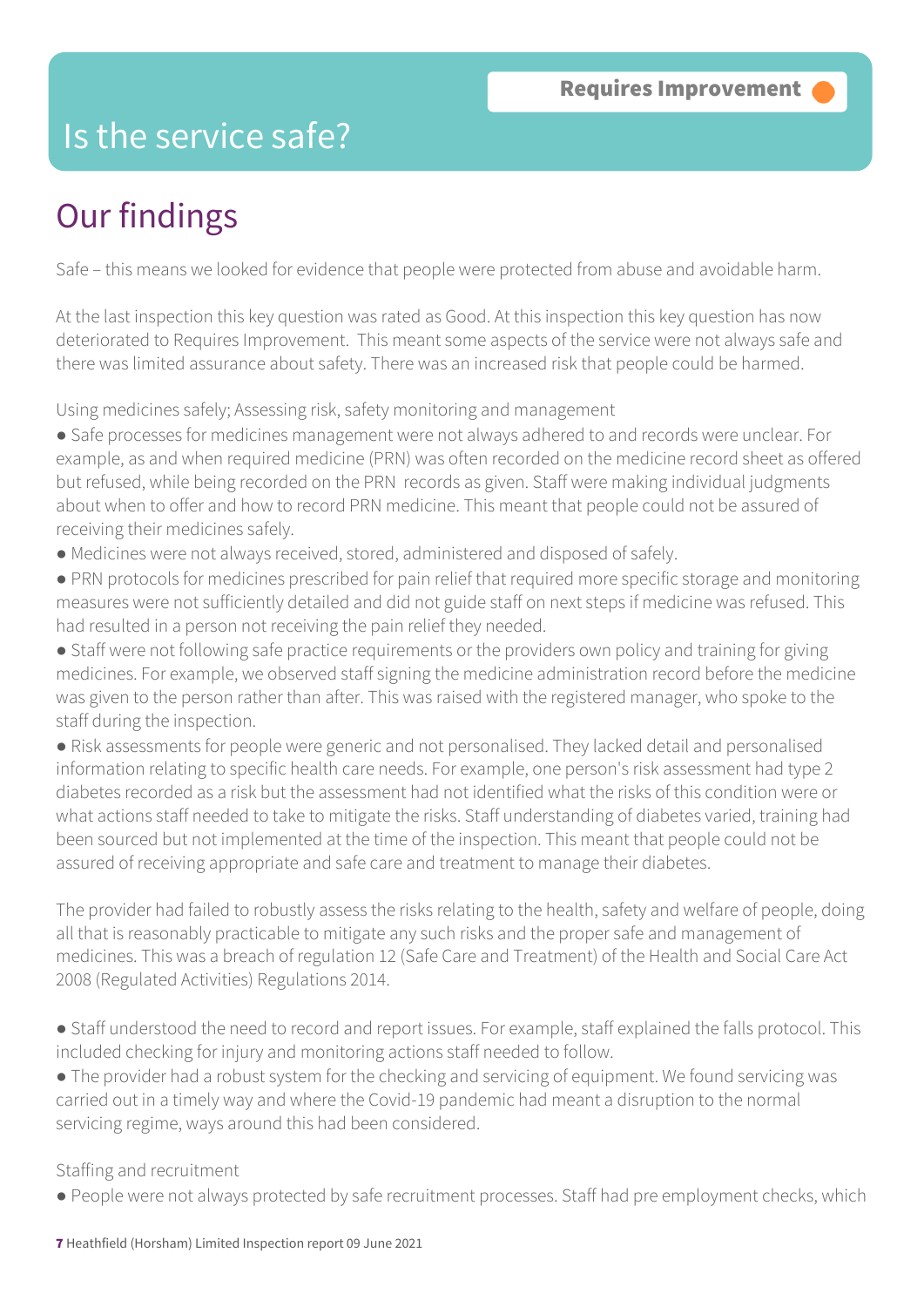Requires Improvement

# Is the service safe?

## Our findings

Safe – this means we looked for evidence that people were protected from abuse and avoidable harm.

At the last inspection this key question was rated as Good. At this inspection this key question has now deteriorated to Requires Improvement. This meant some aspects of the service were not always safe and there was limited assurance about safety. There was an increased risk that people could be harmed.

Using medicines safely; Assessing risk, safety monitoring and management

- Safe processes for medicines management were not always adhered to and records were unclear. For example, as and when required medicine (PRN) was often recorded on the medicine record sheet as offered but refused, while being recorded on the PRN records as given. Staff were making individual judgments about when to offer and how to record PRN medicine. This meant that people could not be assured of receiving their medicines safely.
- Medicines were not always received, stored, administered and disposed of safely.
- PRN protocols for medicines prescribed for pain relief that required more specific storage and monitoring measures were not sufficiently detailed and did not guide staff on next steps if medicine was refused. This had resulted in a person not receiving the pain relief they needed.
- Staff were not following safe practice requirements or the providers own policy and training for giving medicines. For example, we observed staff signing the medicine administration record before the medicine was given to the person rather than after. This was raised with the registered manager, who spoke to the staff during the inspection.
- Risk assessments for people were generic and not personalised. They lacked detail and personalised information relating to specific health care needs. For example, one person's risk assessment had type 2 diabetes recorded as a risk but the assessment had not identified what the risks of this condition were or what actions staff needed to take to mitigate the risks. Staff understanding of diabetes varied, training had been sourced but not implemented at the time of the inspection. This meant that people could not be assured of receiving appropriate and safe care and treatment to manage their diabetes.

The provider had failed to robustly assess the risks relating to the health, safety and welfare of people, doing all that is reasonably practicable to mitigate any such risks and the proper safe and management of medicines. This was a breach of regulation 12 (Safe Care and Treatment) of the Health and Social Care Act 2008 (Regulated Activities) Regulations 2014.

- Staff understood the need to record and report issues. For example, staff explained the falls protocol. This included checking for injury and monitoring actions staff needed to follow.
- The provider had a robust system for the checking and servicing of equipment. We found servicing was carried out in a timely way and where the Covid-19 pandemic had meant a disruption to the normal servicing regime, ways around this had been considered.

Staffing and recruitment

- People were not always protected by safe recruitment processes. Staff had pre employment checks, which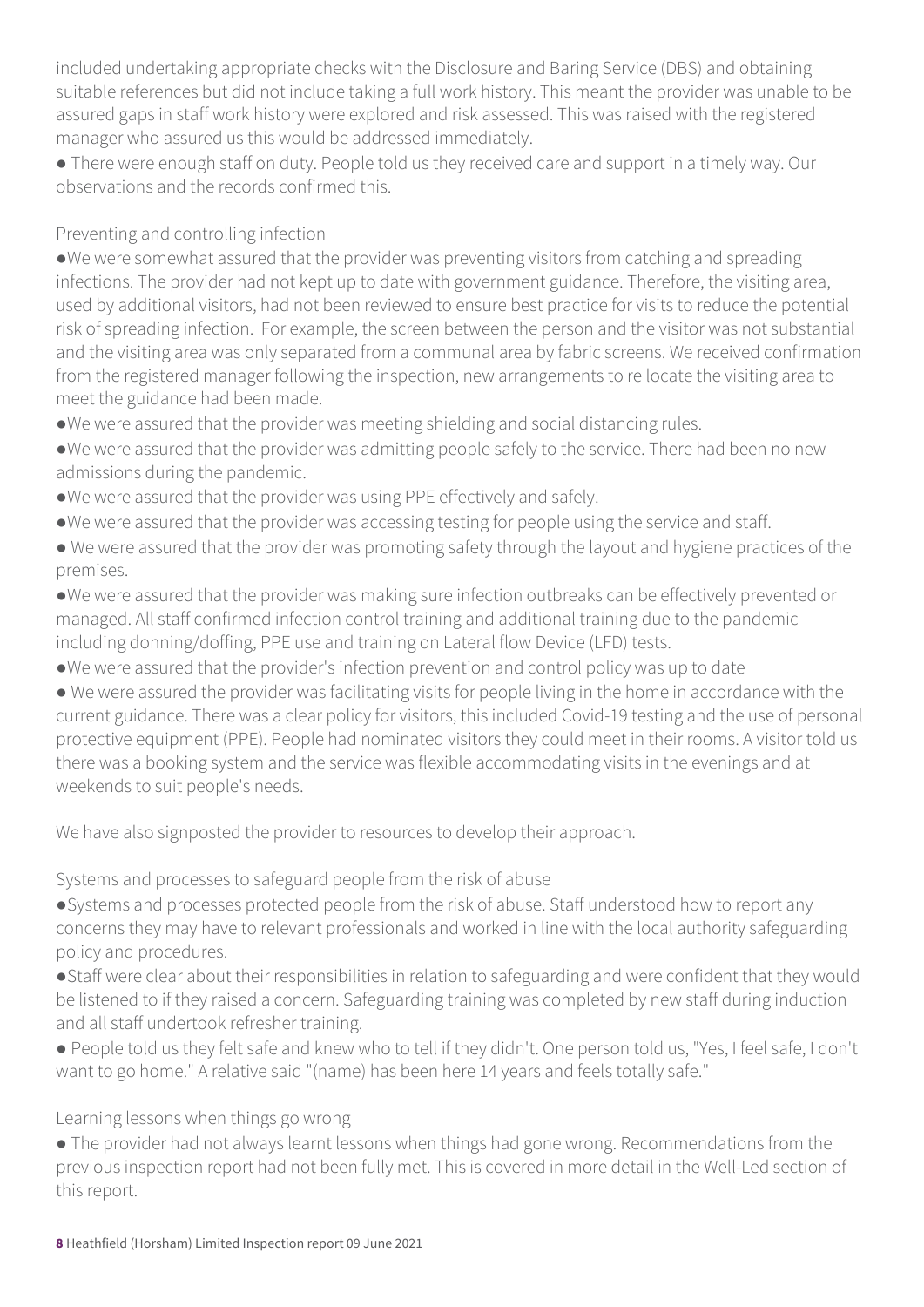included undertaking appropriate checks with the Disclosure and Baring Service (DBS) and obtaining suitable references but did not include taking a full work history. This meant the provider was unable to be assured gaps in staff work history were explored and risk assessed. This was raised with the registered manager who assured us this would be addressed immediately.

● There were enough staff on duty. People told us they received care and support in a timely way. Our observations and the records confirmed this.

Preventing and controlling infection

●We were somewhat assured that the provider was preventing visitors from catching and spreading infections. The provider had not kept up to date with government guidance. Therefore, the visiting area, used by additional visitors, had not been reviewed to ensure best practice for visits to reduce the potential risk of spreading infection. For example, the screen between the person and the visitor was not substantial and the visiting area was only separated from a communal area by fabric screens. We received confirmation from the registered manager following the inspection, new arrangements to re locate the visiting area to meet the guidance had been made.

●We were assured that the provider was meeting shielding and social distancing rules.

●We were assured that the provider was admitting people safely to the service. There had been no new admissions during the pandemic.

●We were assured that the provider was using PPE effectively and safely.

●We were assured that the provider was accessing testing for people using the service and staff.

● We were assured that the provider was promoting safety through the layout and hygiene practices of the premises.

●We were assured that the provider was making sure infection outbreaks can be effectively prevented or managed. All staff confirmed infection control training and additional training due to the pandemic including donning/doffing, PPE use and training on Lateral flow Device (LFD) tests.

●We were assured that the provider's infection prevention and control policy was up to date

● We were assured the provider was facilitating visits for people living in the home in accordance with the current guidance. There was a clear policy for visitors, this included Covid-19 testing and the use of personal protective equipment (PPE). People had nominated visitors they could meet in their rooms. A visitor told us there was a booking system and the service was flexible accommodating visits in the evenings and at weekends to suit people's needs.

We have also signposted the provider to resources to develop their approach.

Systems and processes to safeguard people from the risk of abuse

●Systems and processes protected people from the risk of abuse. Staff understood how to report any concerns they may have to relevant professionals and worked in line with the local authority safeguarding policy and procedures.

●Staff were clear about their responsibilities in relation to safeguarding and were confident that they would be listened to if they raised a concern. Safeguarding training was completed by new staff during induction and all staff undertook refresher training.

● People told us they felt safe and knew who to tell if they didn't. One person told us, "Yes, I feel safe, I don't want to go home." A relative said "(name) has been here 14 years and feels totally safe."

Learning lessons when things go wrong

● The provider had not always learnt lessons when things had gone wrong. Recommendations from the previous inspection report had not been fully met. This is covered in more detail in the Well-Led section of this report.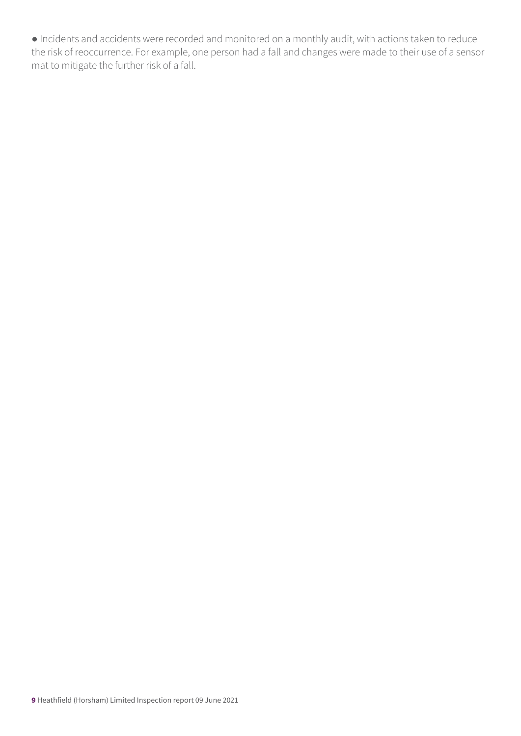- Incidents and accidents were recorded and monitored on a monthly audit, with actions taken to reduce the risk of reoccurrence. For example, one person had a fall and changes were made to their use of a sensor mat to mitigate the further risk of a fall.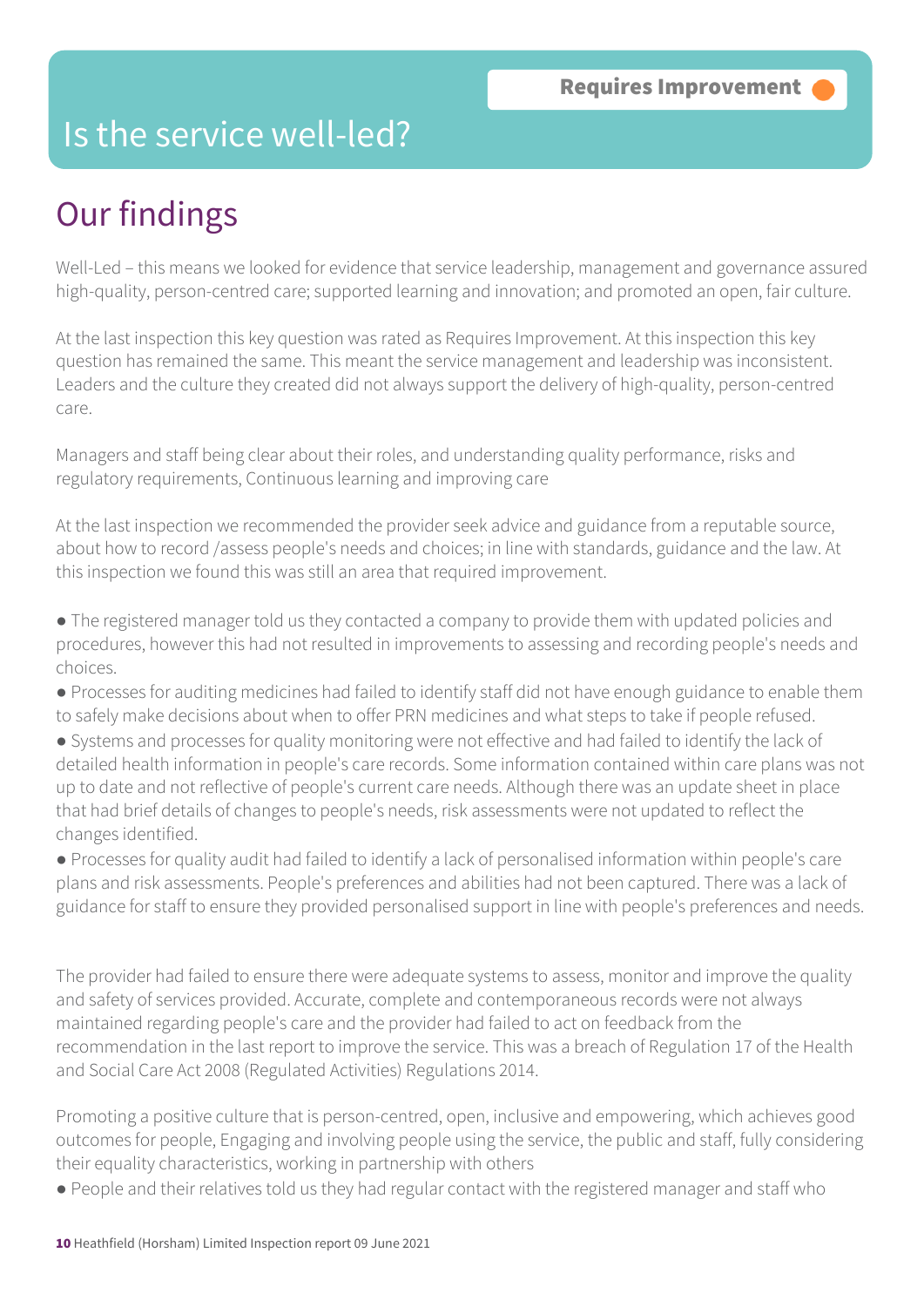Requires Improvement

# Is the service well-led?

## Our findings

Well-Led – this means we looked for evidence that service leadership, management and governance assured high-quality, person-centred care; supported learning and innovation; and promoted an open, fair culture.

At the last inspection this key question was rated as Requires Improvement. At this inspection this key question has remained the same. This meant the service management and leadership was inconsistent. Leaders and the culture they created did not always support the delivery of high-quality, person-centred care.

Managers and staff being clear about their roles, and understanding quality performance, risks and regulatory requirements, Continuous learning and improving care

At the last inspection we recommended the provider seek advice and guidance from a reputable source, about how to record /assess people's needs and choices; in line with standards, guidance and the law. At this inspection we found this was still an area that required improvement.

- The registered manager told us they contacted a company to provide them with updated policies and procedures, however this had not resulted in improvements to assessing and recording people's needs and choices.
- Processes for auditing medicines had failed to identify staff did not have enough guidance to enable them to safely make decisions about when to offer PRN medicines and what steps to take if people refused.
- Systems and processes for quality monitoring were not effective and had failed to identify the lack of detailed health information in people's care records. Some information contained within care plans was not up to date and not reflective of people's current care needs. Although there was an update sheet in place that had brief details of changes to people's needs, risk assessments were not updated to reflect the changes identified.
- Processes for quality audit had failed to identify a lack of personalised information within people's care plans and risk assessments. People's preferences and abilities had not been captured. There was a lack of guidance for staff to ensure they provided personalised support in line with people's preferences and needs.

The provider had failed to ensure there were adequate systems to assess, monitor and improve the quality and safety of services provided. Accurate, complete and contemporaneous records were not always maintained regarding people's care and the provider had failed to act on feedback from the recommendation in the last report to improve the service. This was a breach of Regulation 17 of the Health and Social Care Act 2008 (Regulated Activities) Regulations 2014.

Promoting a positive culture that is person-centred, open, inclusive and empowering, which achieves good outcomes for people, Engaging and involving people using the service, the public and staff, fully considering their equality characteristics, working in partnership with others

- People and their relatives told us they had regular contact with the registered manager and staff who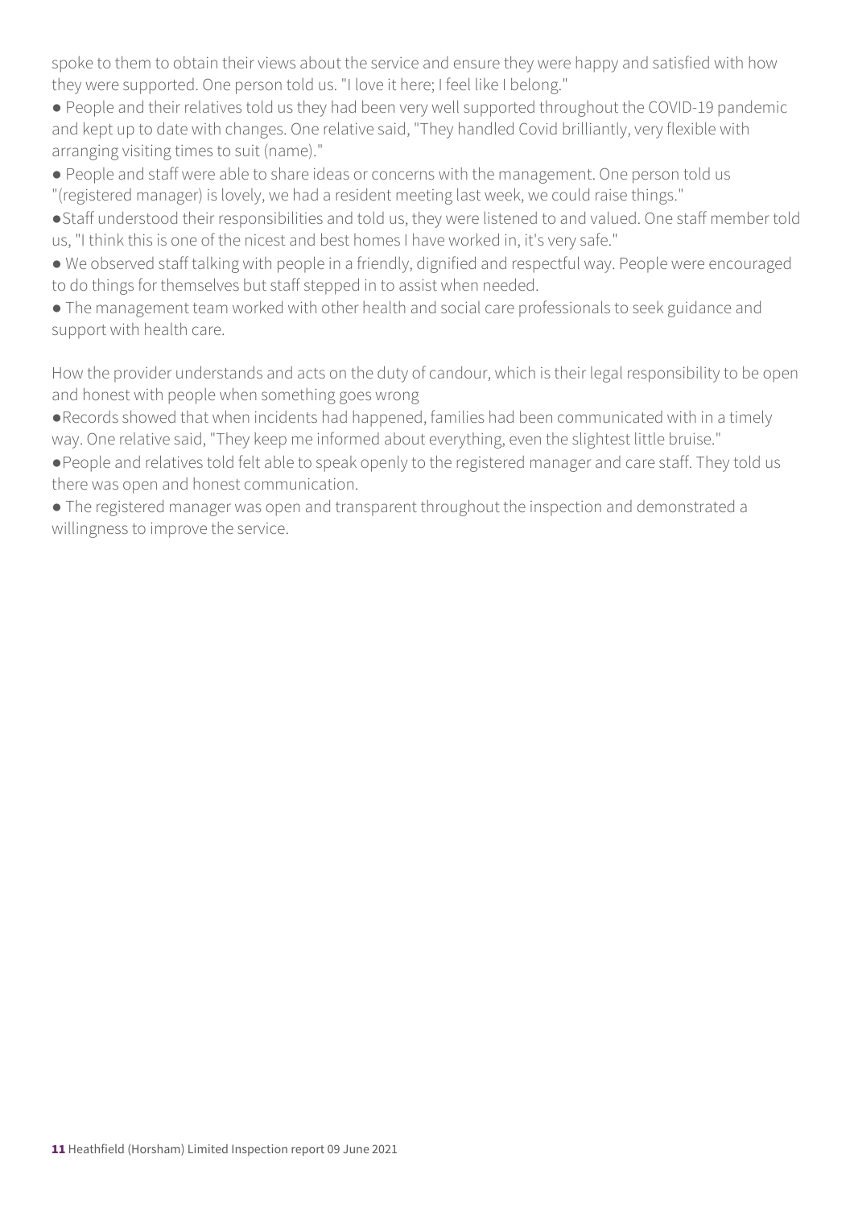spoke to them to obtain their views about the service and ensure they were happy and satisfied with how they were supported. One person told us. "I love it here; I feel like I belong."

- People and their relatives told us they had been very well supported throughout the COVID-19 pandemic and kept up to date with changes. One relative said, "They handled Covid brilliantly, very flexible with arranging visiting times to suit (name)."
- People and staff were able to share ideas or concerns with the management. One person told us "(registered manager) is lovely, we had a resident meeting last week, we could raise things."
- Staff understood their responsibilities and told us, they were listened to and valued. One staff member told us, "I think this is one of the nicest and best homes I have worked in, it's very safe."
- We observed staff talking with people in a friendly, dignified and respectful way. People were encouraged to do things for themselves but staff stepped in to assist when needed.
- The management team worked with other health and social care professionals to seek guidance and support with health care.

How the provider understands and acts on the duty of candour, which is their legal responsibility to be open and honest with people when something goes wrong

- Records showed that when incidents had happened, families had been communicated with in a timely way. One relative said, "They keep me informed about everything, even the slightest little bruise."
- People and relatives told felt able to speak openly to the registered manager and care staff. They told us there was open and honest communication.
- The registered manager was open and transparent throughout the inspection and demonstrated a willingness to improve the service.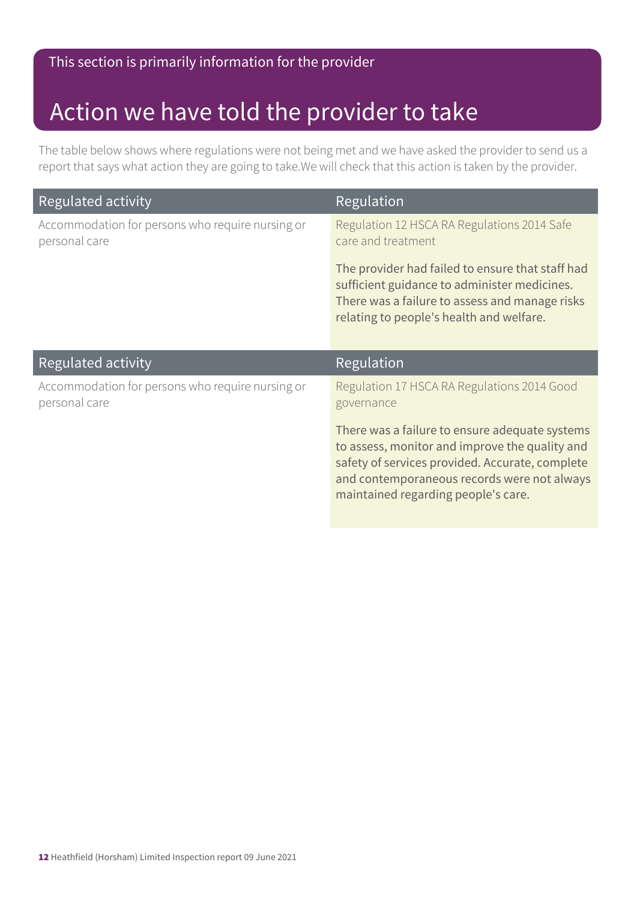This section is primarily information for the provider

# Action we have told the provider to take

The table below shows where regulations were not being met and we have asked the provider to send us a report that says what action they are going to take.We will check that this action is taken by the provider.

| Regulated activity | Regulation |
|---|---|
| Accommodation for persons who require nursing or personal care | Regulation 12 HSCA RA Regulations 2014 Safe care and treatment<br><br>The provider had failed to ensure that staff had sufficient guidance to administer medicines. There was a failure to assess and manage risks relating to people's health and welfare. |

| Regulated activity | Regulation |
|---|---|
| Accommodation for persons who require nursing or personal care | Regulation 17 HSCA RA Regulations 2014 Good governance<br><br>There was a failure to ensure adequate systems to assess, monitor and improve the quality and safety of services provided. Accurate, complete and contemporaneous records were not always maintained regarding people's care. |